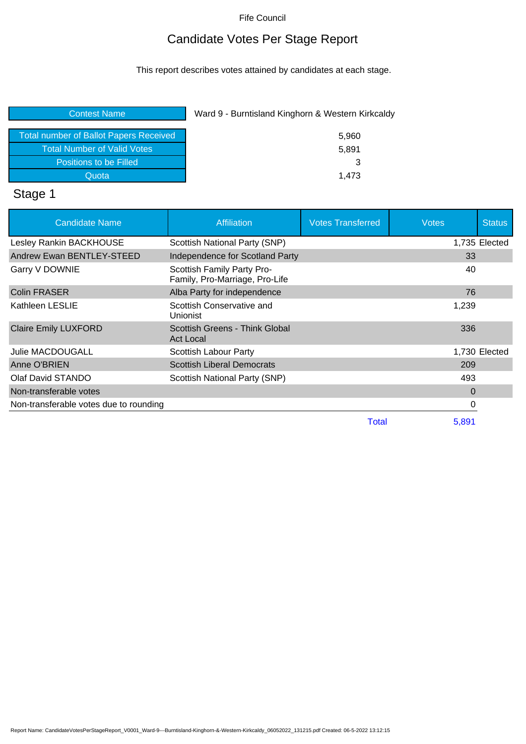Fife Council

# Candidate Votes Per Stage Report

This report describes votes attained by candidates at each stage.

| Contest Name | Ward 9 - Burntisland Kinghorn & Western Kirkcaldy |
|---|---|
| Total number of Ballot Papers Received | 5,960 |
| Total Number of Valid Votes | 5,891 |
| Positions to be Filled | 3 |
| Quota | 1,473 |

## Stage 1

| Candidate Name | Affiliation | Votes Transferred | Votes | Status |
|---|---|---|---|---|
| Lesley Rankin BACKHOUSE | Scottish National Party (SNP) | | 1,735 | Elected |
| Andrew Ewan BENTLEY-STEED | Independence for Scotland Party | | 33 | |
| Garry V DOWNIE | Scottish Family Party Pro-Family, Pro-Marriage, Pro-Life | | 40 | |
| Colin FRASER | Alba Party for independence | | 76 | |
| Kathleen LESLIE | Scottish Conservative and Unionist | | 1,239 | |
| Claire Emily LUXFORD | Scottish Greens - Think Global Act Local | | 336 | |
| Julie MACDOUGALL | Scottish Labour Party | | 1,730 | Elected |
| Anne O'BRIEN | Scottish Liberal Democrats | | 209 | |
| Olaf David STANDO | Scottish National Party (SNP) | | 493 | |
| Non-transferable votes | | | 0 | |
| Non-transferable votes due to rounding | | | 0 | |
| | | Total | 5,891 | |

Report Name: CandidateVotesPerStageReport_V0001_Ward-9---Burntisland-Kinghorn-&-Western-Kirkcaldy_06052022_131215.pdf Created: 06-5-2022 13:12:15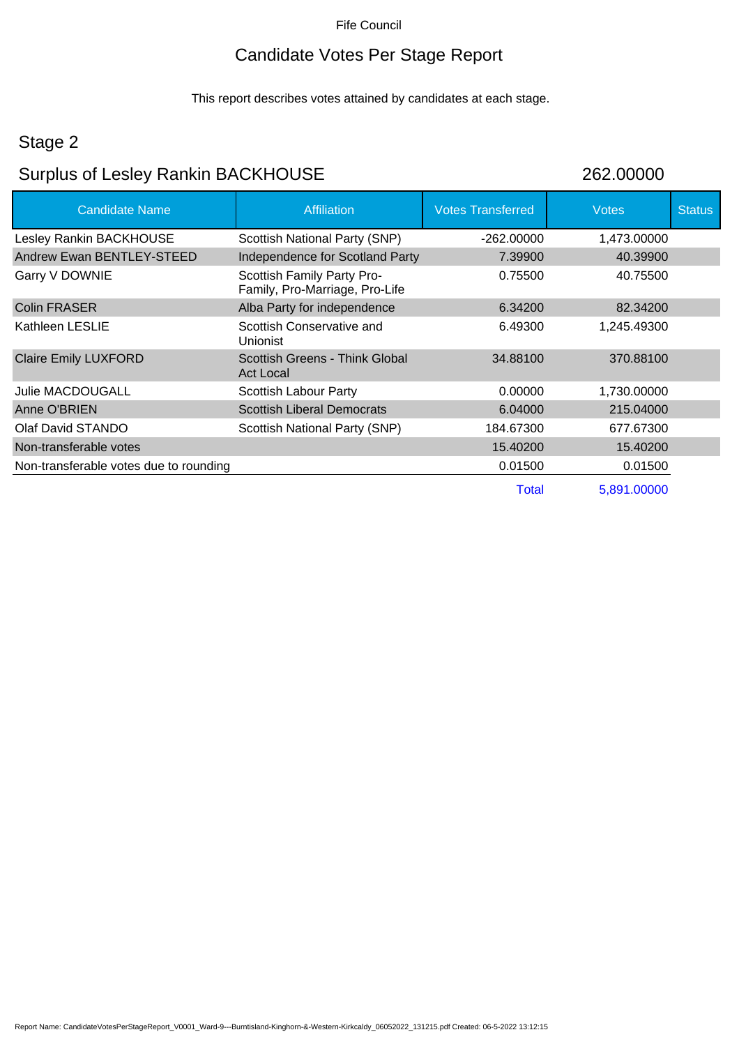Fife Council

# Candidate Votes Per Stage Report

This report describes votes attained by candidates at each stage.

## Stage 2

## Surplus of Lesley Rankin BACKHOUSE 262.00000

| Candidate Name | Affiliation | Votes Transferred | Votes | Status |
|---|---|---|---|---|
| Lesley Rankin BACKHOUSE | Scottish National Party (SNP) | -262.00000 | 1,473.00000 | |
| Andrew Ewan BENTLEY-STEED | Independence for Scotland Party | 7.39900 | 40.39900 | |
| Garry V DOWNIE | Scottish Family Party Pro-Family, Pro-Marriage, Pro-Life | 0.75500 | 40.75500 | |
| Colin FRASER | Alba Party for independence | 6.34200 | 82.34200 | |
| Kathleen LESLIE | Scottish Conservative and Unionist | 6.49300 | 1,245.49300 | |
| Claire Emily LUXFORD | Scottish Greens - Think Global Act Local | 34.88100 | 370.88100 | |
| Julie MACDOUGALL | Scottish Labour Party | 0.00000 | 1,730.00000 | |
| Anne O'BRIEN | Scottish Liberal Democrats | 6.04000 | 215.04000 | |
| Olaf David STANDO | Scottish National Party (SNP) | 184.67300 | 677.67300 | |
| Non-transferable votes | | 15.40200 | 15.40200 | |
| Non-transferable votes due to rounding | | 0.01500 | 0.01500 | |
| | | Total | 5,891.00000 | |

Report Name: CandidateVotesPerStageReport_V0001_Ward-9---Burntisland-Kinghorn-&-Western-Kirkcaldy_06052022_131215.pdf Created: 06-5-2022 13:12:15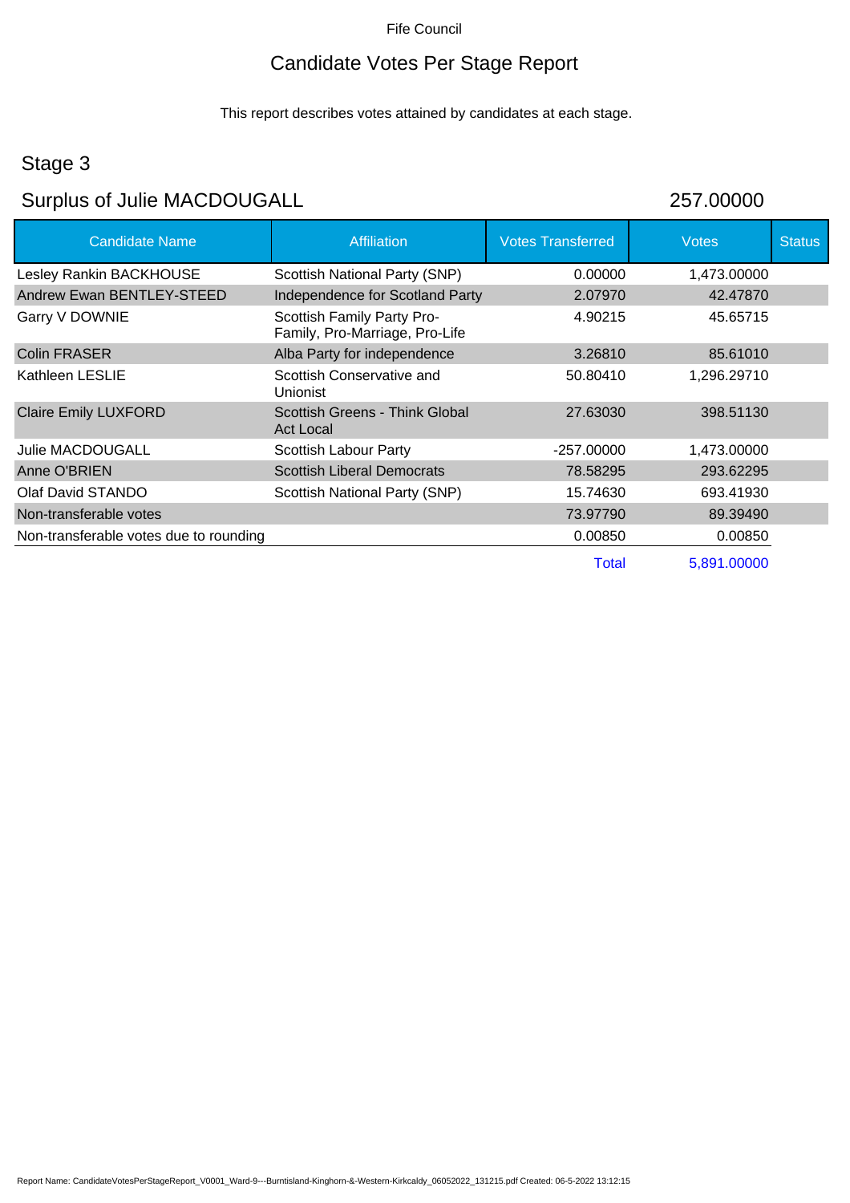Fife Council

# Candidate Votes Per Stage Report

This report describes votes attained by candidates at each stage.

## Stage 3

## Surplus of Julie MACDOUGALL 257.00000

| Candidate Name | Affiliation | Votes Transferred | Votes | Status |
|---|---|---|---|---|
| Lesley Rankin BACKHOUSE | Scottish National Party (SNP) | 0.00000 | 1,473.00000 | |
| Andrew Ewan BENTLEY-STEED | Independence for Scotland Party | 2.07970 | 42.47870 | |
| Garry V DOWNIE | Scottish Family Party Pro-Family, Pro-Marriage, Pro-Life | 4.90215 | 45.65715 | |
| Colin FRASER | Alba Party for independence | 3.26810 | 85.61010 | |
| Kathleen LESLIE | Scottish Conservative and Unionist | 50.80410 | 1,296.29710 | |
| Claire Emily LUXFORD | Scottish Greens - Think Global Act Local | 27.63030 | 398.51130 | |
| Julie MACDOUGALL | Scottish Labour Party | -257.00000 | 1,473.00000 | |
| Anne O'BRIEN | Scottish Liberal Democrats | 78.58295 | 293.62295 | |
| Olaf David STANDO | Scottish National Party (SNP) | 15.74630 | 693.41930 | |
| Non-transferable votes | | 73.97790 | 89.39490 | |
| Non-transferable votes due to rounding | | 0.00850 | 0.00850 | |
| | | Total | 5,891.00000 | |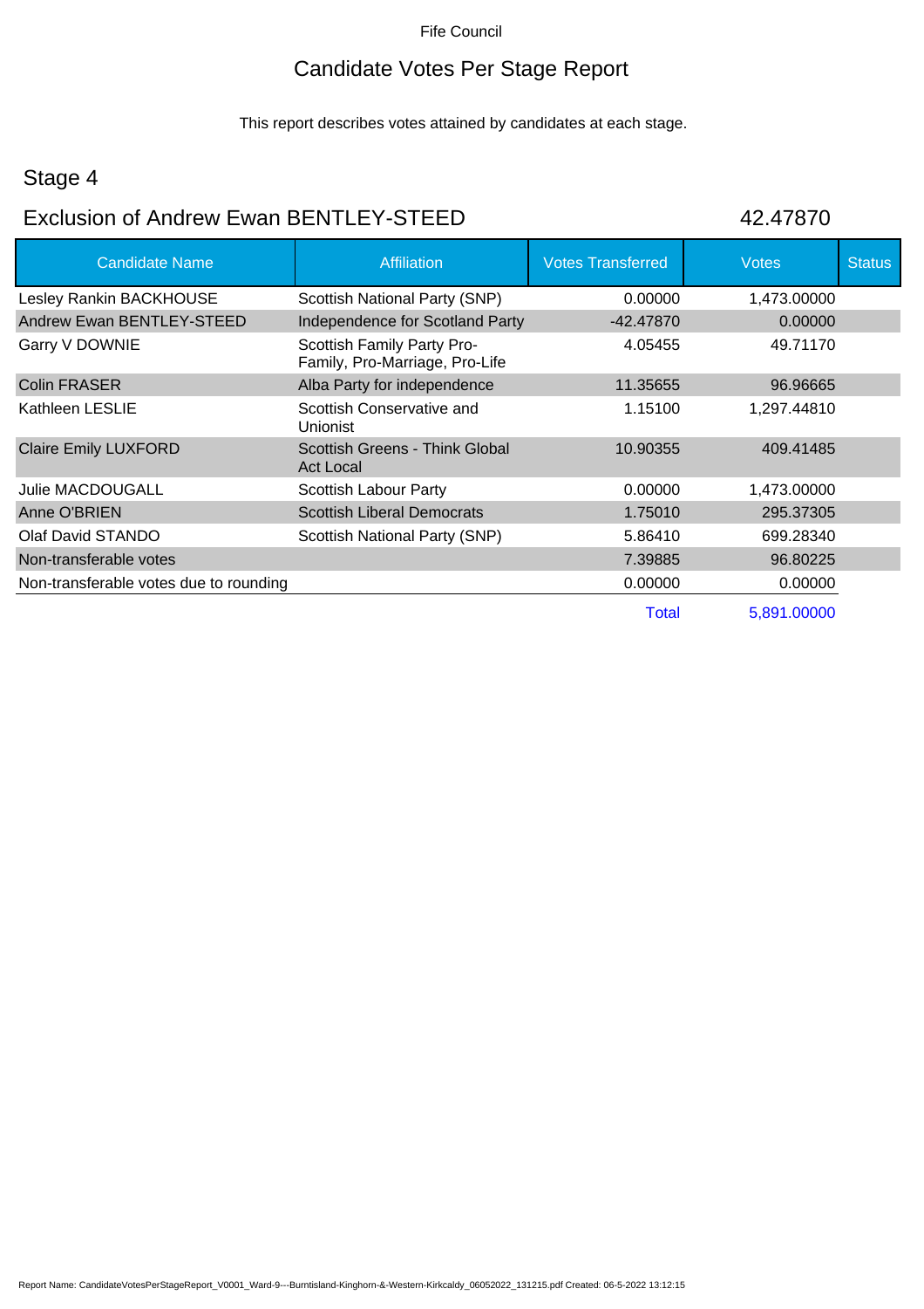Fife Council

# Candidate Votes Per Stage Report

This report describes votes attained by candidates at each stage.

## Stage 4

## Exclusion of Andrew Ewan BENTLEY-STEED 42.47870

| Candidate Name | Affiliation | Votes Transferred | Votes | Status |
|---|---|---|---|---|
| Lesley Rankin BACKHOUSE | Scottish National Party (SNP) | 0.00000 | 1,473.00000 | |
| Andrew Ewan BENTLEY-STEED | Independence for Scotland Party | -42.47870 | 0.00000 | |
| Garry V DOWNIE | Scottish Family Party Pro-Family, Pro-Marriage, Pro-Life | 4.05455 | 49.71170 | |
| Colin FRASER | Alba Party for independence | 11.35655 | 96.96665 | |
| Kathleen LESLIE | Scottish Conservative and Unionist | 1.15100 | 1,297.44810 | |
| Claire Emily LUXFORD | Scottish Greens - Think Global Act Local | 10.90355 | 409.41485 | |
| Julie MACDOUGALL | Scottish Labour Party | 0.00000 | 1,473.00000 | |
| Anne O'BRIEN | Scottish Liberal Democrats | 1.75010 | 295.37305 | |
| Olaf David STANDO | Scottish National Party (SNP) | 5.86410 | 699.28340 | |
| Non-transferable votes | | 7.39885 | 96.80225 | |
| Non-transferable votes due to rounding | | 0.00000 | 0.00000 | |
| | | Total | 5,891.00000 | |

Report Name: CandidateVotesPerStageReport_V0001_Ward-9---Burntisland-Kinghorn-&-Western-Kirkcaldy_06052022_131215.pdf Created: 06-5-2022 13:12:15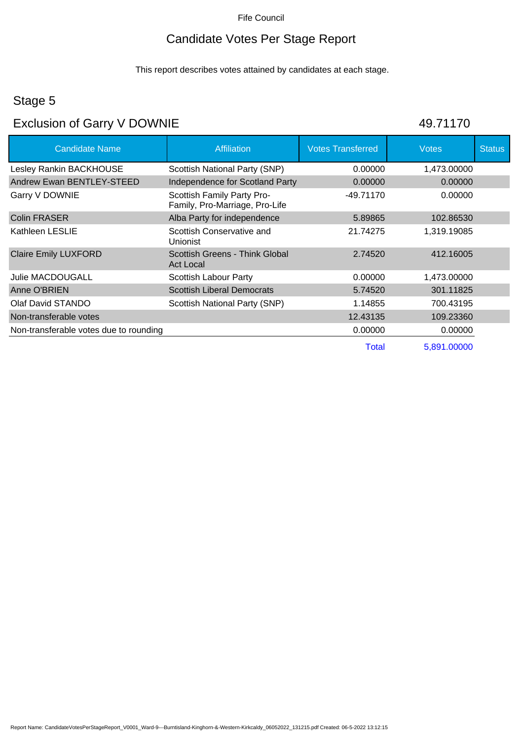Fife Council

# Candidate Votes Per Stage Report

This report describes votes attained by candidates at each stage.

## Stage 5

## Exclusion of Garry V DOWNIE 49.71170

| Candidate Name | Affiliation | Votes Transferred | Votes | Status |
|---|---|---|---|---|
| Lesley Rankin BACKHOUSE | Scottish National Party (SNP) | 0.00000 | 1,473.00000 | |
| Andrew Ewan BENTLEY-STEED | Independence for Scotland Party | 0.00000 | 0.00000 | |
| Garry V DOWNIE | Scottish Family Party Pro-Family, Pro-Marriage, Pro-Life | -49.71170 | 0.00000 | |
| Colin FRASER | Alba Party for independence | 5.89865 | 102.86530 | |
| Kathleen LESLIE | Scottish Conservative and Unionist | 21.74275 | 1,319.19085 | |
| Claire Emily LUXFORD | Scottish Greens - Think Global Act Local | 2.74520 | 412.16005 | |
| Julie MACDOUGALL | Scottish Labour Party | 0.00000 | 1,473.00000 | |
| Anne O'BRIEN | Scottish Liberal Democrats | 5.74520 | 301.11825 | |
| Olaf David STANDO | Scottish National Party (SNP) | 1.14855 | 700.43195 | |
| Non-transferable votes | | 12.43135 | 109.23360 | |
| Non-transferable votes due to rounding | | 0.00000 | 0.00000 | |
| | | Total | 5,891.00000 | |

Report Name: CandidateVotesPerStageReport_V0001_Ward-9---Burntisland-Kinghorn-&-Western-Kirkcaldy_06052022_131215.pdf Created: 06-5-2022 13:12:15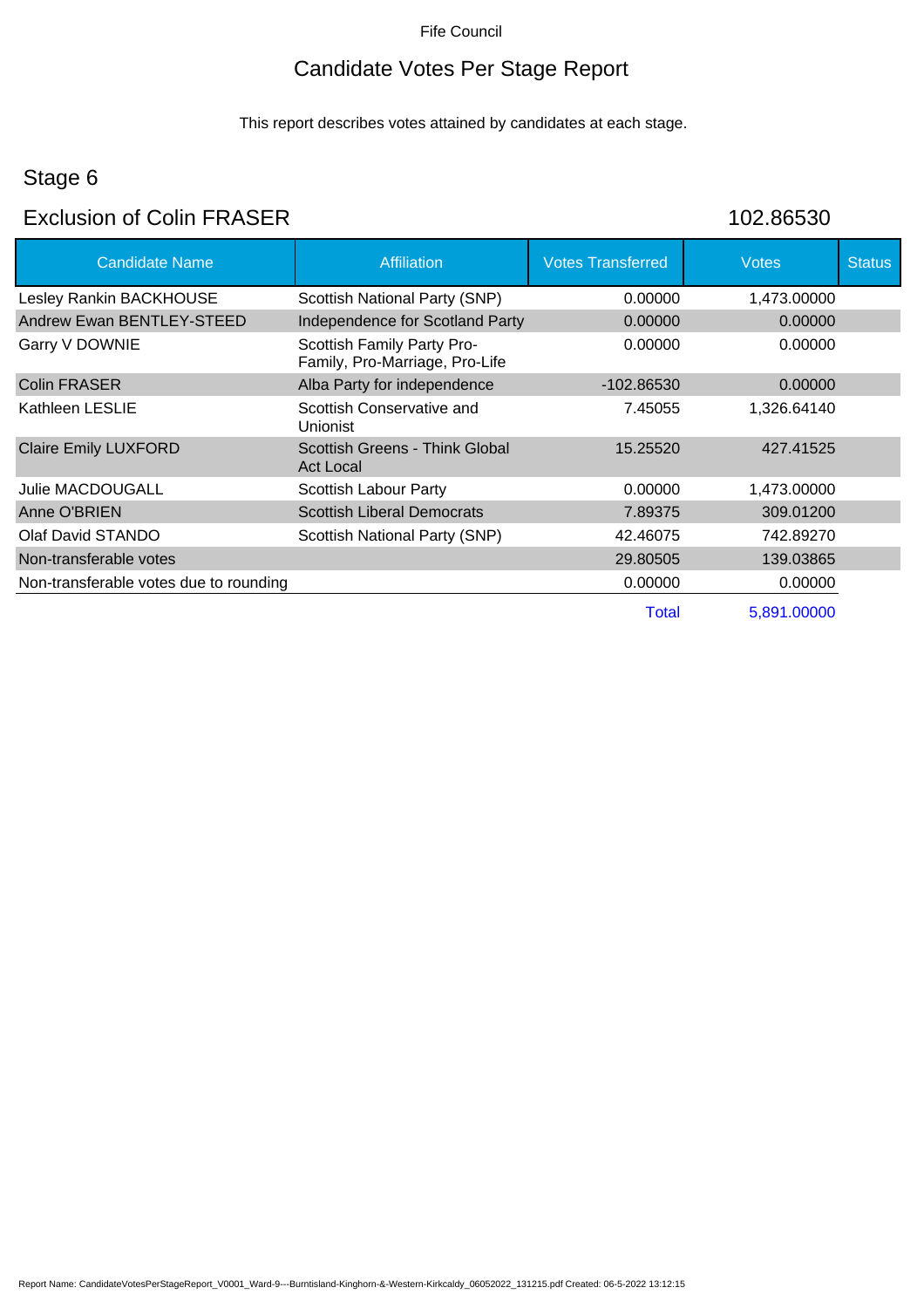Fife Council

# Candidate Votes Per Stage Report

This report describes votes attained by candidates at each stage.

## Stage 6

## Exclusion of Colin FRASER 102.86530

| Candidate Name | Affiliation | Votes Transferred | Votes | Status |
|---|---|---|---|---|
| Lesley Rankin BACKHOUSE | Scottish National Party (SNP) | 0.00000 | 1,473.00000 | |
| Andrew Ewan BENTLEY-STEED | Independence for Scotland Party | 0.00000 | 0.00000 | |
| Garry V DOWNIE | Scottish Family Party Pro-Family, Pro-Marriage, Pro-Life | 0.00000 | 0.00000 | |
| Colin FRASER | Alba Party for independence | -102.86530 | 0.00000 | |
| Kathleen LESLIE | Scottish Conservative and Unionist | 7.45055 | 1,326.64140 | |
| Claire Emily LUXFORD | Scottish Greens - Think Global Act Local | 15.25520 | 427.41525 | |
| Julie MACDOUGALL | Scottish Labour Party | 0.00000 | 1,473.00000 | |
| Anne O'BRIEN | Scottish Liberal Democrats | 7.89375 | 309.01200 | |
| Olaf David STANDO | Scottish National Party (SNP) | 42.46075 | 742.89270 | |
| Non-transferable votes | | 29.80505 | 139.03865 | |
| Non-transferable votes due to rounding | | 0.00000 | 0.00000 | |
| | | Total | 5,891.00000 | |

Report Name: CandidateVotesPerStageReport_V0001_Ward-9---Burntisland-Kinghorn-&-Western-Kirkcaldy_06052022_131215.pdf Created: 06-5-2022 13:12:15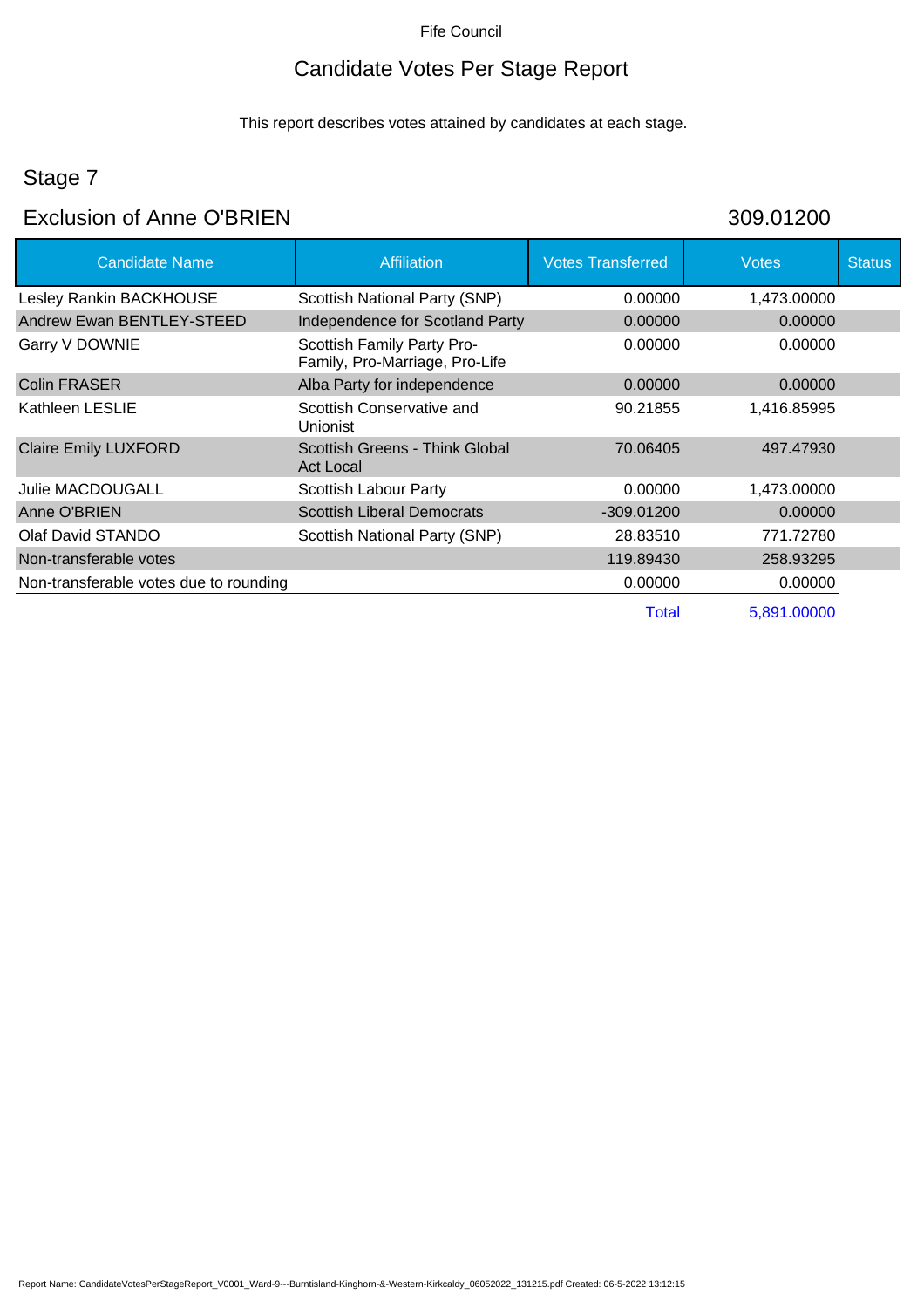Fife Council

# Candidate Votes Per Stage Report

This report describes votes attained by candidates at each stage.

## Stage 7

## Exclusion of Anne O'BRIEN 309.01200

| Candidate Name | Affiliation | Votes Transferred | Votes | Status |
|---|---|---|---|---|
| Lesley Rankin BACKHOUSE | Scottish National Party (SNP) | 0.00000 | 1,473.00000 | |
| Andrew Ewan BENTLEY-STEED | Independence for Scotland Party | 0.00000 | 0.00000 | |
| Garry V DOWNIE | Scottish Family Party Pro-Family, Pro-Marriage, Pro-Life | 0.00000 | 0.00000 | |
| Colin FRASER | Alba Party for independence | 0.00000 | 0.00000 | |
| Kathleen LESLIE | Scottish Conservative and Unionist | 90.21855 | 1,416.85995 | |
| Claire Emily LUXFORD | Scottish Greens - Think Global Act Local | 70.06405 | 497.47930 | |
| Julie MACDOUGALL | Scottish Labour Party | 0.00000 | 1,473.00000 | |
| Anne O'BRIEN | Scottish Liberal Democrats | -309.01200 | 0.00000 | |
| Olaf David STANDO | Scottish National Party (SNP) | 28.83510 | 771.72780 | |
| Non-transferable votes | | 119.89430 | 258.93295 | |
| Non-transferable votes due to rounding | | 0.00000 | 0.00000 | |
| | | Total | 5,891.00000 | |

Report Name: CandidateVotesPerStageReport_V0001_Ward-9---Burntisland-Kinghorn-&-Western-Kirkcaldy_06052022_131215.pdf Created: 06-5-2022 13:12:15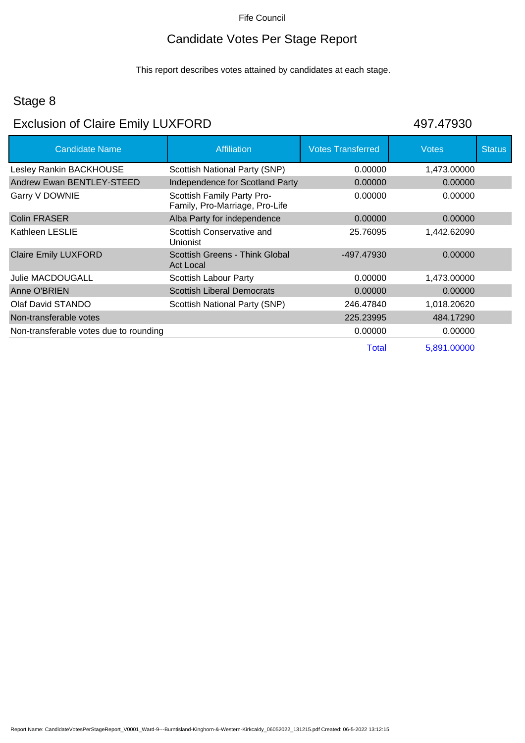Fife Council

# Candidate Votes Per Stage Report

This report describes votes attained by candidates at each stage.

## Stage 8

## Exclusion of Claire Emily LUXFORD

497.47930

| Candidate Name | Affiliation | Votes Transferred | Votes | Status |
|---|---|---|---|---|
| Lesley Rankin BACKHOUSE | Scottish National Party (SNP) | 0.00000 | 1,473.00000 | |
| Andrew Ewan BENTLEY-STEED | Independence for Scotland Party | 0.00000 | 0.00000 | |
| Garry V DOWNIE | Scottish Family Party Pro-Family, Pro-Marriage, Pro-Life | 0.00000 | 0.00000 | |
| Colin FRASER | Alba Party for independence | 0.00000 | 0.00000 | |
| Kathleen LESLIE | Scottish Conservative and Unionist | 25.76095 | 1,442.62090 | |
| Claire Emily LUXFORD | Scottish Greens - Think Global Act Local | -497.47930 | 0.00000 | |
| Julie MACDOUGALL | Scottish Labour Party | 0.00000 | 1,473.00000 | |
| Anne O'BRIEN | Scottish Liberal Democrats | 0.00000 | 0.00000 | |
| Olaf David STANDO | Scottish National Party (SNP) | 246.47840 | 1,018.20620 | |
| Non-transferable votes | | 225.23995 | 484.17290 | |
| Non-transferable votes due to rounding | | 0.00000 | 0.00000 | |
| | | Total | 5,891.00000 | |

Report Name: CandidateVotesPerStageReport_V0001_Ward-9---Burntisland-Kinghorn-&-Western-Kirkcaldy_06052022_131215.pdf Created: 06-5-2022 13:12:15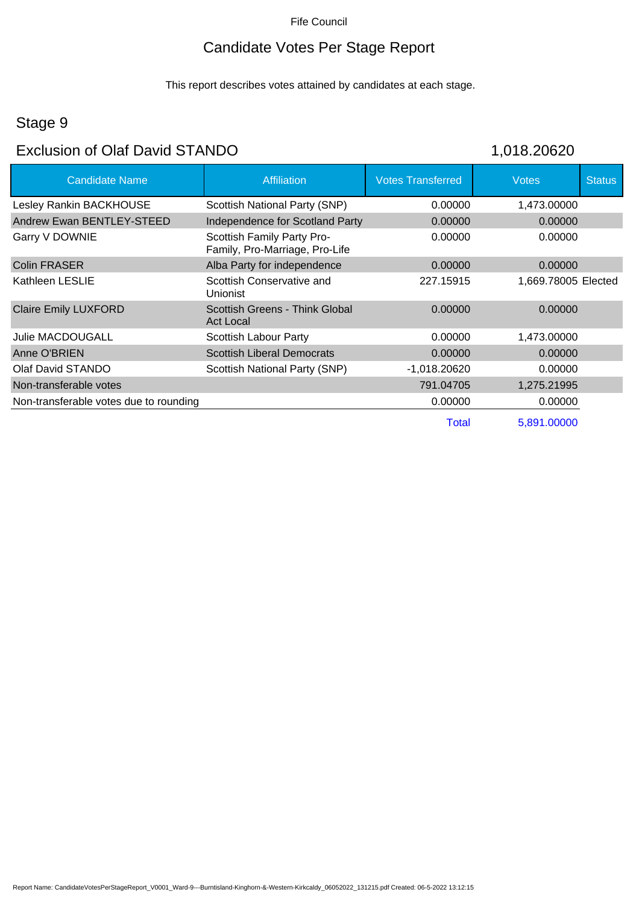Fife Council

# Candidate Votes Per Stage Report

This report describes votes attained by candidates at each stage.

## Stage 9

## Exclusion of Olaf David STANDO 1,018.20620

| Candidate Name | Affiliation | Votes Transferred | Votes | Status |
|---|---|---|---|---|
| Lesley Rankin BACKHOUSE | Scottish National Party (SNP) | 0.00000 | 1,473.00000 | |
| Andrew Ewan BENTLEY-STEED | Independence for Scotland Party | 0.00000 | 0.00000 | |
| Garry V DOWNIE | Scottish Family Party Pro-Family, Pro-Marriage, Pro-Life | 0.00000 | 0.00000 | |
| Colin FRASER | Alba Party for independence | 0.00000 | 0.00000 | |
| Kathleen LESLIE | Scottish Conservative and Unionist | 227.15915 | 1,669.78005 | Elected |
| Claire Emily LUXFORD | Scottish Greens - Think Global Act Local | 0.00000 | 0.00000 | |
| Julie MACDOUGALL | Scottish Labour Party | 0.00000 | 1,473.00000 | |
| Anne O'BRIEN | Scottish Liberal Democrats | 0.00000 | 0.00000 | |
| Olaf David STANDO | Scottish National Party (SNP) | -1,018.20620 | 0.00000 | |
| Non-transferable votes | | 791.04705 | 1,275.21995 | |
| Non-transferable votes due to rounding | | 0.00000 | 0.00000 | |
| | | Total | 5,891.00000 | |

Report Name: CandidateVotesPerStageReport_V0001_Ward-9---Burntisland-Kinghorn-&-Western-Kirkcaldy_06052022_131215.pdf Created: 06-5-2022 13:12:15